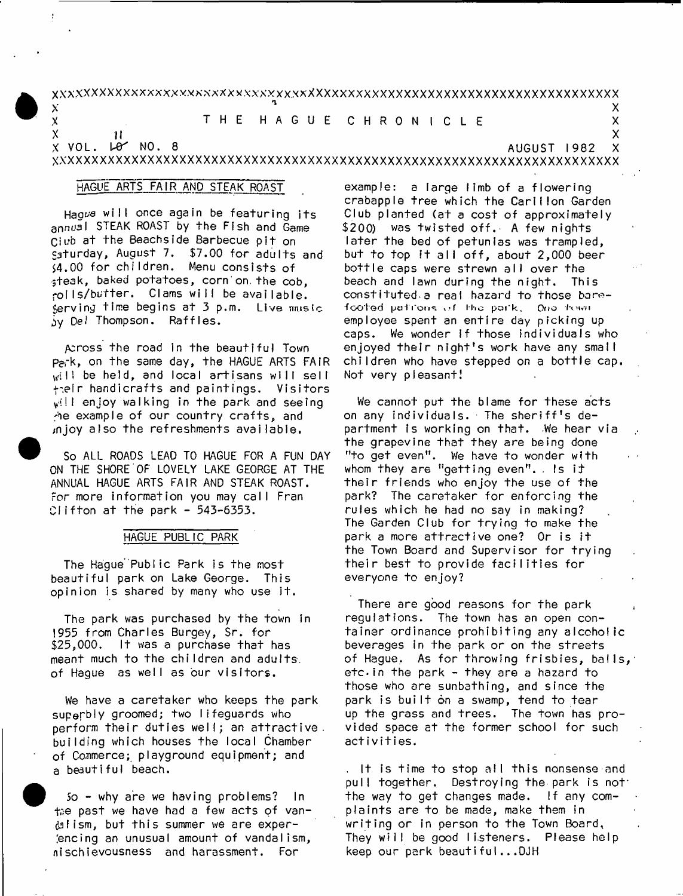# THE HAGUE CHRONICLE

VOL. 11 NO. 8 — AUGUST 1982

## HAGUE ARTS FAIR AND STEAK ROAST

Hague will once again be featuring its annual STEAK ROAST by the Fish and Game Club at the Beachside Barbecue pit on Saturday, August 7. $7.00 for adults and $4.00 for children. Menu consists of steak, baked potatoes, corn on the cob, rolls/butter. Clams will be available. Serving time begins at 3 p.m. Live music by Del Thompson. Raffles.

Across the road in the beautiful Town Park, on the same day, the HAGUE ARTS FAIR will be held, and local artisans will sell their handicrafts and paintings. Visitors will enjoy walking in the park and seeing the example of our country crafts, and enjoy also the refreshments available.

So ALL ROADS LEAD TO HAGUE FOR A FUN DAY ON THE SHORE OF LOVELY LAKE GEORGE AT THE ANNUAL HAGUE ARTS FAIR AND STEAK ROAST. For more information you may call Fran Clifton at the park - 543-6353.

## HAGUE PUBLIC PARK

The Hague Public Park is the most beautiful park on Lake George. This opinion is shared by many who use it.

The park was purchased by the town in 1955 from Charles Burgey, Sr. for $25,000. It was a purchase that has meant much to the children and adults of Hague as well as our visitors.

We have a caretaker who keeps the park superbly groomed; two lifeguards who perform their duties well; an attractive building which houses the local Chamber of Commerce; playground equipment; and a beautiful beach.

So - why are we having problems? In the past we have had a few acts of vandalism, but this summer we are experiencing an unusual amount of vandalism, mischievousness and harassment. For example: a large limb of a flowering crabapple tree which the Carillon Garden Club planted (at a cost of approximately $200) was twisted off. A few nights later the bed of petunias was trampled, but to top it all off, about 2,000 beer bottle caps were strewn all over the beach and lawn during the night. This constituted a real hazard to those barefooted patrons of the park. One town employee spent an entire day picking up caps. We wonder if those individuals who enjoyed their night's work have any small children who have stepped on a bottle cap. Not very pleasant!

We cannot put the blame for these acts on any individuals. The sheriff's department is working on that. We hear via the grapevine that they are being done "to get even". We have to wonder with whom they are "getting even". Is it their friends who enjoy the use of the park? The caretaker for enforcing the rules which he had no say in making? The Garden Club for trying to make the park a more attractive one? Or is it the Town Board and Supervisor for trying their best to provide facilities for everyone to enjoy?

There are good reasons for the park regulations. The town has an open container ordinance prohibiting any alcoholic beverages in the park or on the streets of Hague. As for throwing frisbies, balls, etc. in the park - they are a hazard to those who are sunbathing, and since the park is built on a swamp, tend to tear up the grass and trees. The town has provided space at the former school for such activities.

It is time to stop all this nonsense and pull together. Destroying the park is not the way to get changes made. If any complaints are to be made, make them in writing or in person to the Town Board. They will be good listeners. Please help keep our park beautiful...DJH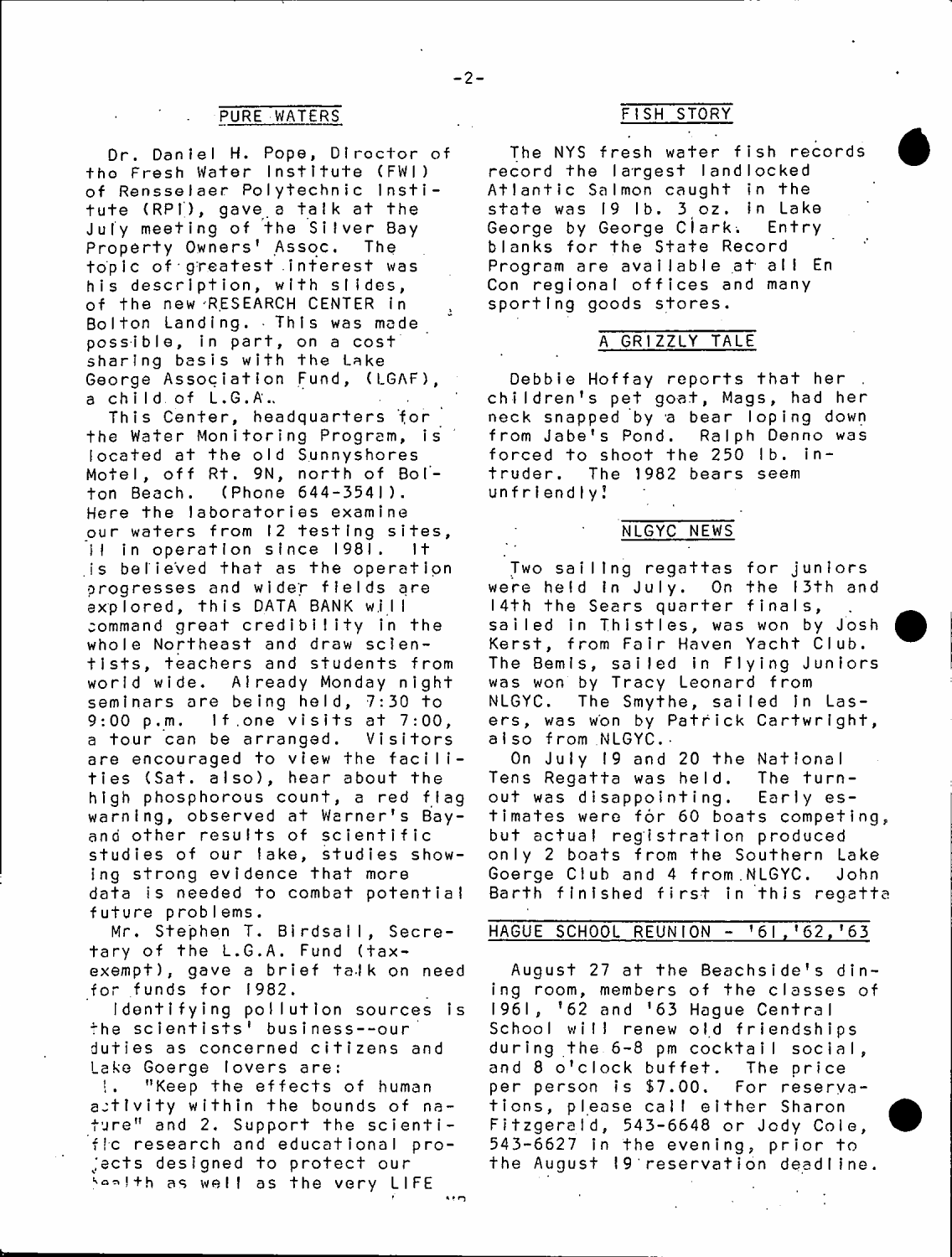## PURE WATERS

Dr. Daniel H. Pope, Director of the Fresh Water Institute (FWI) of Rensselaer Polytechnic Institute (RPI), gave a talk at the July meeting of the Silver Bay Property Owners' Assoc. The topic of greatest interest was his description, with slides, of the new RESEARCH CENTER in Bolton Landing. This was made possible, in part, on a cost sharing basis with the Lake George Association Fund, (LGAF), a child of L.G.A.

This Center, headquarters for the Water Monitoring Program, is located at the old Sunnyshores Motel, off Rt. 9N, north of Bolton Beach. (Phone 644-3541). Here the laboratories examine our waters from 12 testing sites, 11 in operation since 1981. It is believed that as the operation progresses and wider fields are explored, this DATA BANK will command great credibility in the whole Northeast and draw scientists, teachers and students from world wide. Already Monday night seminars are being held, 7:30 to 9:00 p.m. If one visits at 7:00, a tour can be arranged. Visitors are encouraged to view the facilities (Sat. also), hear about the high phosphorous count, a red flag warning, observed at Warner's Bay- and other results of scientific studies of our lake, studies showing strong evidence that more data is needed to combat potential future problems.

Mr. Stephen T. Birdsall, Secretary of the L.G.A. Fund (tax-exempt), gave a brief talk on need for funds for 1982.

Identifying pollution sources is the scientists' business--our duties as concerned citizens and Lake Goerge lovers are:

1. "Keep the effects of human activity within the bounds of nature" and 2. Support the scientific research and educational projects designed to protect our health as well as the very LIFE ..."

## FISH STORY

The NYS fresh water fish records record the largest landlocked Atlantic Salmon caught in the state was 19 lb. 3 oz. in Lake George by George Clark. Entry blanks for the State Record Program are available at all En Con regional offices and many sporting goods stores.

## A GRIZZLY TALE

Debbie Hoffay reports that her children's pet goat, Mags, had her neck snapped by a bear loping down from Jabe's Pond. Ralph Denno was forced to shoot the 250 lb. intruder. The 1982 bears seem unfriendly!

## NLGYC NEWS

Two sailing regattas for juniors were held in July. On the 13th and 14th the Sears quarter finals, sailed in Thistles, was won by Josh Kerst, from Fair Haven Yacht Club. The Bemis, sailed in Flying Juniors was won by Tracy Leonard from NLGYC. The Smythe, sailed in Lasers, was won by Patrick Cartwright, also from NLGYC.

On July 19 and 20 the National Tens Regatta was held. The turnout was disappointing. Early estimates were for 60 boats competing, but actual registration produced only 2 boats from the Southern Lake Goerge Club and 4 from NLGYC. John Barth finished first in this regatta

## HAGUE SCHOOL REUNION - '61,'62,'63

August 27 at the Beachside's dining room, members of the classes of 1961, '62 and '63 Hague Central School will renew old friendships during the 6-8 pm cocktail social, and 8 o'clock buffet. The price per person is $7.00. For reservations, please call either Sharon Fitzgerald, 543-6648 or Jody Cole, 543-6627 in the evening, prior to the August 19 reservation deadline.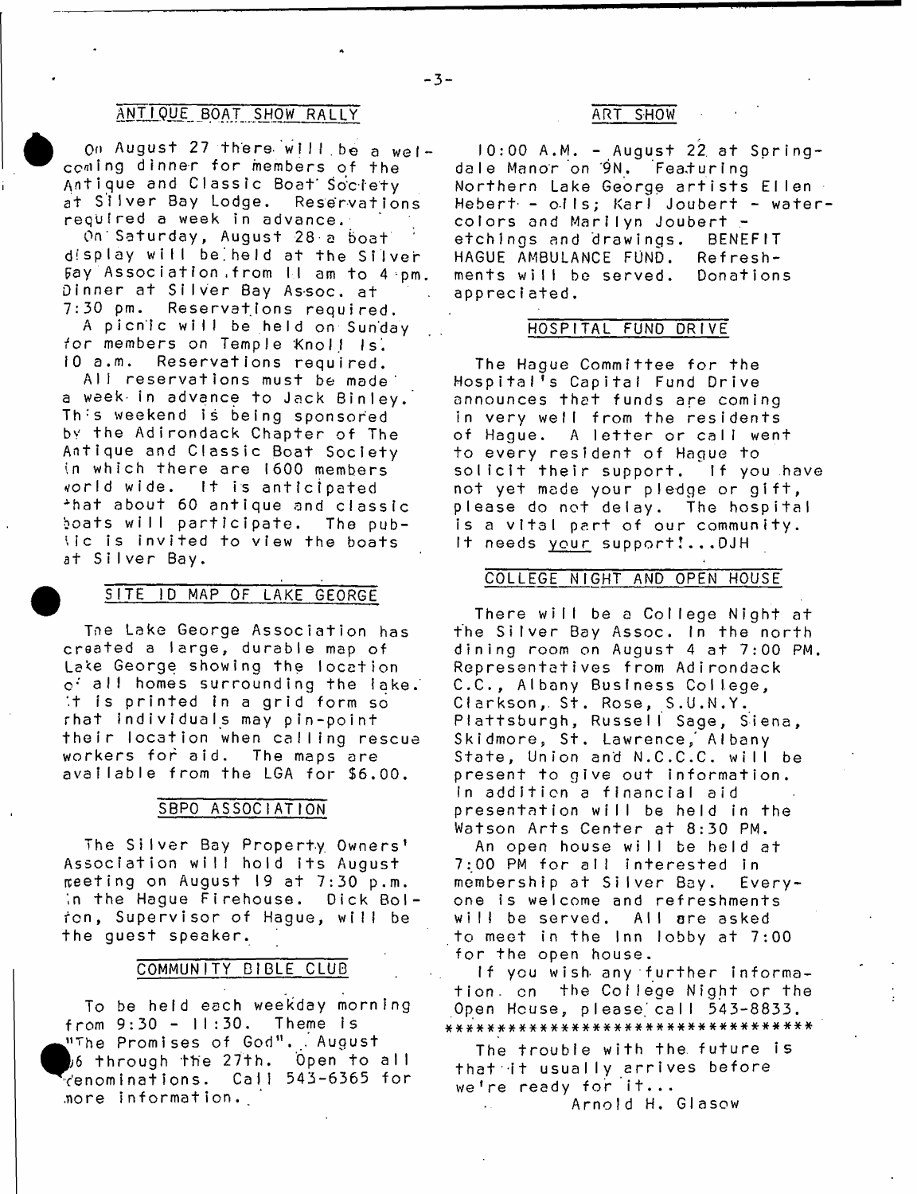## ANTIQUE BOAT SHOW RALLY

On August 27 there will be a welcoming dinner for members of the Antique and Classic Boat Society at Silver Bay Lodge. Reservations required a week in advance.

On Saturday, August 28 a boat display will be held at the Silver Bay Association from 11 am to 4 pm. Dinner at Silver Bay Assoc. at 7:30 pm. Reservations required.

A picnic will be held on Sunday for members on Temple Knoll Is. 10 a.m. Reservations required.

All reservations must be made a week in advance to Jack Binley. This weekend is being sponsored by the Adirondack Chapter of The Antique and Classic Boat Society in which there are 1600 members world wide. It is anticipated that about 60 antique and classic boats will participate. The public is invited to view the boats at Silver Bay.

## SITE ID MAP OF LAKE GEORGE

The Lake George Association has created a large, durable map of Lake George showing the location of all homes surrounding the lake. It is printed in a grid form so that individuals may pin-point their location when calling rescue workers for aid. The maps are available from the LGA for $6.00.

## SBPO ASSOCIATION

The Silver Bay Property Owners' Association will hold its August meeting on August 19 at 7:30 p.m. in the Hague Firehouse. Dick Bolton, Supervisor of Hague, will be the guest speaker.

## COMMUNITY BIBLE CLUB

To be held each weekday morning from 9:30 - 11:30. Theme is "The Promises of God". August 16 through the 27th. Open to all denominations. Call 543-6365 for more information.

## ART SHOW

10:00 A.M. - August 22 at Springdale Manor on 9N. Featuring Northern Lake George artists Ellen Hebert - oils; Karl Joubert - watercolors and Marilyn Joubert - etchings and drawings. BENEFIT HAGUE AMBULANCE FUND. Refreshments will be served. Donations appreciated.

## HOSPITAL FUND DRIVE

The Hague Committee for the Hospital's Capital Fund Drive announces that funds are coming in very well from the residents of Hague. A letter or call went to every resident of Hague to solicit their support. If you have not yet made your pledge or gift, please do not delay. The hospital is a vital part of our community. It needs your support!...DJH

## COLLEGE NIGHT AND OPEN HOUSE

There will be a College Night at the Silver Bay Assoc. in the north dining room on August 4 at 7:00 PM. Representatives from Adirondack C.C., Albany Business College, Clarkson, St. Rose, S.U.N.Y. Plattsburgh, Russell Sage, Siena, Skidmore, St. Lawrence, Albany State, Union and N.C.C.C. will be present to give out information. In addition a financial aid presentation will be held in the Watson Arts Center at 8:30 PM.

An open house will be held at 7:00 PM for all interested in membership at Silver Bay. Everyone is welcome and refreshments will be served. All are asked to meet in the Inn lobby at 7:00 for the open house.

If you wish any further information on the College Night or the Open House, please call 543-8833.

*********************************

The trouble with the future is that it usually arrives before we're ready for it...

Arnold H. Glasow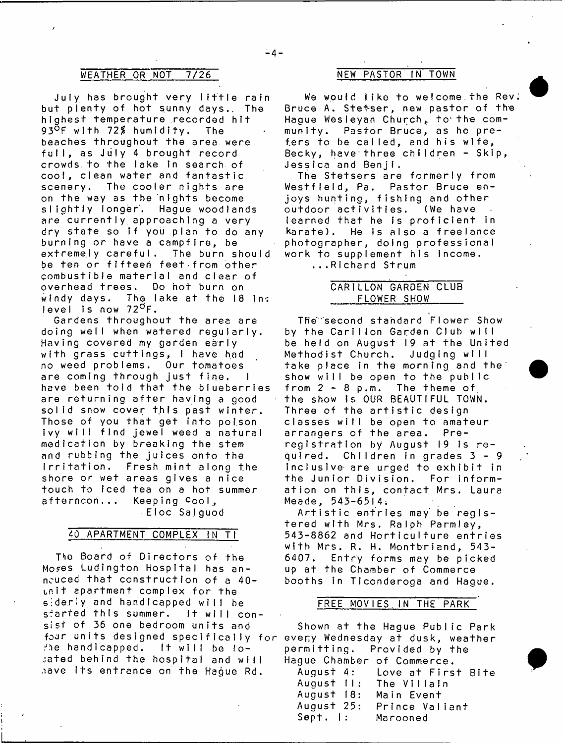## WEATHER OR NOT 7/26

July has brought very little rain but plenty of hot sunny days. The highest temperature recorded hit 93°F with 72% humidity. The beaches throughout the area were full, as July 4 brought record crowds to the lake in search of cool, clean water and fantastic scenery. The cooler nights are on the way as the nights become slightly longer. Hague woodlands are currently approaching a very dry state so if you plan to do any burning or have a campfire, be extremely careful. The burn should be ten or fifteen feet from other combustible material and clear of overhead trees. Do not burn on windy days. The lake at the 18 in. level is now 72°F.

Gardens throughout the area are doing well when watered regularly. Having covered my garden early with grass cuttings, I have had no weed problems. Our tomatoes are coming through just fine. I have been told that the blueberries are returning after having a good solid snow cover this past winter. Those of you that get into poison ivy will find jewel weed a natural medication by breaking the stem and rubbing the juices onto the irritation. Fresh mint along the shore or wet areas gives a nice touch to iced tea on a hot summer afternoon... Keeping Cool,

Eloc Salguod

## 40 APARTMENT COMPLEX IN TI

The Board of Directors of the Moses Ludington Hospital has announced that construction of a 40-unit apartment complex for the elderly and handicapped will be started this summer. It will consist of 36 one bedroom units and four units designed specifically for the handicapped. It will be located behind the hospital and will have its entrance on the Hague Rd.

## NEW PASTOR IN TOWN

We would like to welcome the Rev. Bruce A. Stetser, new pastor of the Hague Wesleyan Church, to the community. Pastor Bruce, as he prefers to be called, and his wife, Becky, have three children - Skip, Jessica and Benji.

The Stetsers are formerly from Westfield, Pa. Pastor Bruce enjoys hunting, fishing and other outdoor activities. (We have learned that he is proficient in karate). He is also a freelance photographer, doing professional work to supplement his income.

...Richard Strum

## CARILLON GARDEN CLUB FLOWER SHOW

The second standard Flower Show by the Carillon Garden Club will be held on August 19 at the United Methodist Church. Judging will take place in the morning and the show will be open to the public from 2 - 8 p.m. The theme of the show is OUR BEAUTIFUL TOWN. Three of the artistic design classes will be open to amateur arrangers of the area. Pre-registration by August 19 is required. Children in grades 3 - 9 inclusive are urged to exhibit in the Junior Division. For information on this, contact Mrs. Laura Meade, 543-6514.

Artistic entries may be registered with Mrs. Ralph Parmley, 543-8862 and Horticulture entries with Mrs. R. H. Montbriand, 543-6407. Entry forms may be picked up at the Chamber of Commerce booths in Ticonderoga and Hague.

## FREE MOVIES IN THE PARK

Shown at the Hague Public Park every Wednesday at dusk, weather permitting. Provided by the Hague Chamber of Commerce.

| | |
|---|---|
| August 4: | Love at First Bite |
| August 11: | The Villain |
| August 18: | Main Event |
| August 25: | Prince Valiant |
| Sept. 1: | Marooned |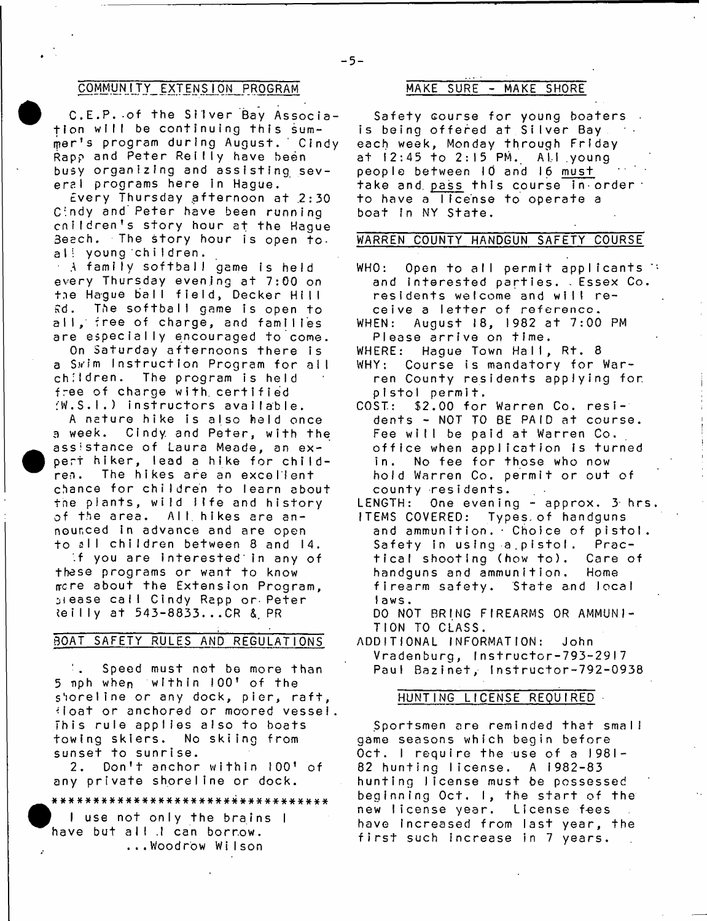## COMMUNITY EXTENSION PROGRAM

C.E.P. of the Silver Bay Association will be continuing this summer's program during August. Cindy Rapp and Peter Reilly have been busy organizing and assisting several programs here in Hague.

Every Thursday afternoon at 2:30 Cindy and Peter have been running children's story hour at the Hague Beach. The story hour is open to all young children.

A family softball game is held every Thursday evening at 7:00 on the Hague ball field, Decker Hill Rd. The softball game is open to all, free of charge, and families are especially encouraged to come.

On Saturday afternoons there is a Swim Instruction Program for all children. The program is held free of charge with certified (W.S.I.) instructors available.

A nature hike is also held once a week. Cindy and Peter, with the assistance of Laura Meade, an expert hiker, lead a hike for children. The hikes are an excellent chance for children to learn about the plants, wild life and history of the area. All hikes are announced in advance and are open to all children between 8 and 14.

If you are interested in any of these programs or want to know more about the Extension Program, please call Cindy Rapp or Peter Reilly at 543-8833...CR & PR

## BOAT SAFETY RULES AND REGULATIONS

1. Speed must not be more than 5 mph when within 100' of the shoreline or any dock, pier, raft, float or anchored or moored vessel. This rule applies also to boats towing skiers. No skiing from sunset to sunrise.

2. Don't anchor within 100' of any private shoreline or dock.

*********************************

I use not only the brains I have but all I can borrow.

...Woodrow Wilson

## MAKE SURE - MAKE SHORE

Safety course for young boaters is being offered at Silver Bay each week, Monday through Friday at 12:45 to 2:15 PM. All young people between 10 and 16 must take and pass this course in order to have a license to operate a boat in NY State.

## WARREN COUNTY HANDGUN SAFETY COURSE

WHO: Open to all permit applicants and interested parties. Essex Co. residents welcome and will receive a letter of reference.

WHEN: August 18, 1982 at 7:00 PM Please arrive on time.

WHERE: Hague Town Hall, Rt. 8

WHY: Course is mandatory for Warren County residents applying for pistol permit.

COST: $2.00 for Warren Co. residents - NOT TO BE PAID at course. Fee will be paid at Warren Co. office when application is turned in. No fee for those who now hold Warren Co. permit or out of county residents.

LENGTH: One evening - approx. 3 hrs.

ITEMS COVERED: Types of handguns and ammunition. Choice of pistol. Safety in using a pistol. Practical shooting (how to). Care of handguns and ammunition. Home firearm safety. State and local laws.

DO NOT BRING FIREARMS OR AMMUNITION TO CLASS.

ADDITIONAL INFORMATION: John Vradenburg, Instructor-793-2917 Paul Bazinet, Instructor-792-0938

## HUNTING LICENSE REQUIRED

Sportsmen are reminded that small game seasons which begin before Oct. 1 require the use of a 1981-82 hunting license. A 1982-83 hunting license must be possessed beginning Oct. 1, the start of the new license year. License fees have increased from last year, the first such increase in 7 years.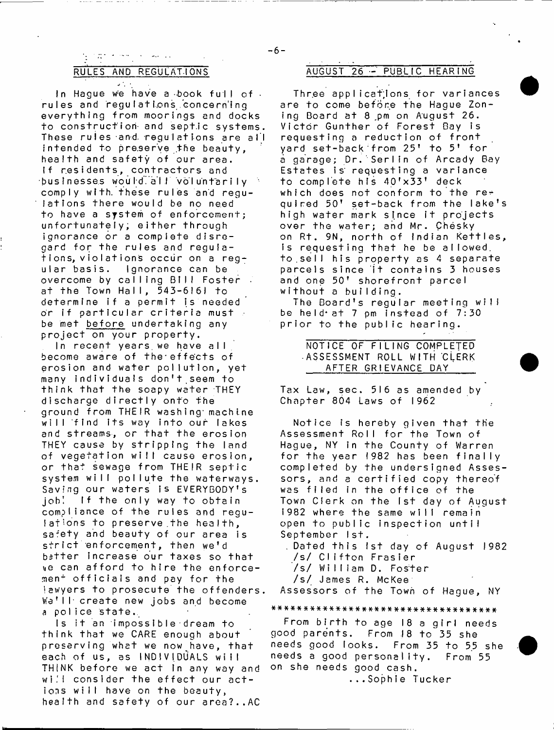## RULES AND REGULATIONS

In Hague we have a book full of rules and regulations concerning everything from moorings and docks to construction and septic systems. These rules and regulations are all intended to preserve the beauty, health and safety of our area. If residents, contractors and businesses would all voluntarily comply with these rules and regulations there would be no need to have a system of enforcement; unfortunately, either through ignorance or a complete disregard for the rules and regulations, violations occur on a regular basis. Ignorance can be overcome by calling Bill Foster at the Town Hall, 543-6161 to determine if a permit is needed or if particular criteria must be met before undertaking any project on your property.

In recent years we have all become aware of the effects of erosion and water pollution, yet many individuals don't seem to think that the soapy water THEY discharge directly onto the ground from THEIR washing machine will find its way into our lakes and streams, or that the erosion THEY cause by stripping the land of vegetation will cause erosion, or that sewage from THEIR septic system will pollute the waterways. Saving our waters is EVERYBODY's job! If the only way to obtain compliance of the rules and regulations to preserve the health, safety and beauty of our area is strict enforcement, then we'd better increase our taxes so that we can afford to hire the enforcement officials and pay for the lawyers to prosecute the offenders. We'll create new jobs and become a police state.

Is it an impossible dream to think that we CARE enough about preserving what we now have, that each of us, as INDIVIDUALS will THINK before we act in any way and will consider the effect our actions will have on the beauty, health and safety of our area?..AC

## AUGUST 26 - PUBLIC HEARING

Three applications for variances are to come before the Hague Zoning Board at 8 pm on August 26. Victor Gunther of Forest Bay is requesting a reduction of front yard set-back from 25' to 5' for a garage; Dr. Serlin of Arcady Bay Estates is requesting a variance to complete his 40'x33' deck which does not conform to the required 50' set-back from the lake's high water mark since it projects over the water; and Mr. Chesky on Rt. 9N, north of Indian Kettles, is requesting that he be allowed to sell his property as 4 separate parcels since it contains 3 houses and one 50' shorefront parcel without a building.

The Board's regular meeting will be held at 7 pm instead of 7:30 prior to the public hearing.

## NOTICE OF FILING COMPLETED ASSESSMENT ROLL WITH CLERK AFTER GRIEVANCE DAY

Tax Law, sec. 516 as amended by Chapter 804 Laws of 1962

Notice is hereby given that the Assessment Roll for the Town of Hague, NY in the County of Warren for the year 1982 has been finally completed by the undersigned Assessors, and a certified copy thereof was filed in the office of the Town Clerk on the 1st day of August 1982 where the same will remain open to public inspection until September 1st.

Dated this 1st day of August 1982
/s/ Clifton Frasier
/s/ William D. Foster
/s/ James R. McKee
Assessors of the Town of Hague, NY

**********************************

From birth to age 18 a girl needs good parents. From 18 to 35 she needs good looks. From 35 to 55 she needs a good personality. From 55 on she needs good cash.

...Sophie Tucker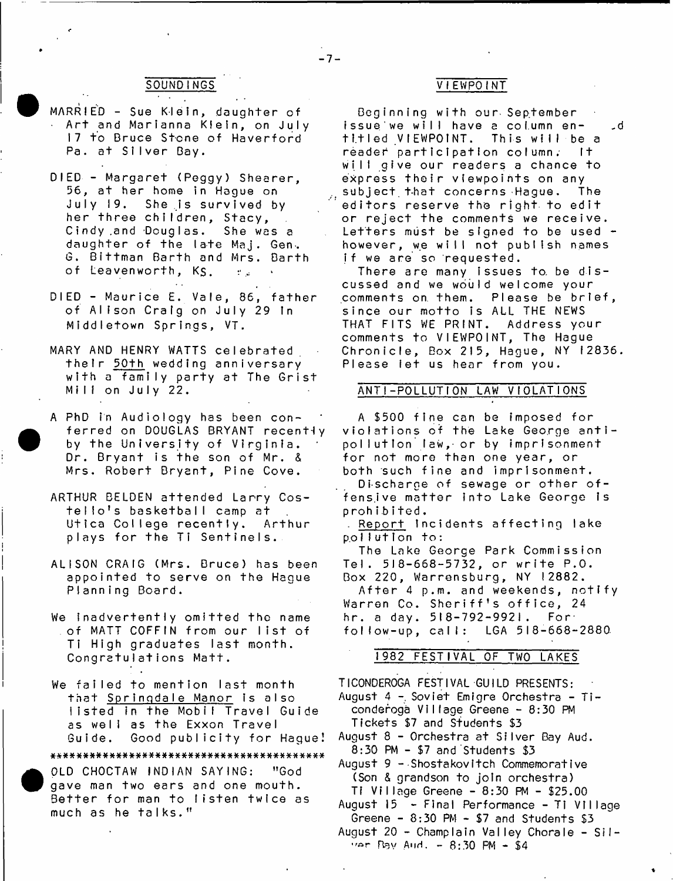## SOUNDINGS

MARRIED - Sue Klein, daughter of Art and Marianna Klein, on July 17 to Bruce Stone of Haverford Pa. at Silver Bay.

DIED - Margaret (Peggy) Shearer, 56, at her home in Hague on July 19. She is survived by her three children, Stacy, Cindy and Douglas. She was a daughter of the late Maj. Gen. G. Bittman Barth and Mrs. Barth of Leavenworth, KS.

DIED - Maurice E. Vale, 86, father of Alison Craig on July 29 in Middletown Springs, VT.

MARY AND HENRY WATTS celebrated their 50th wedding anniversary with a family party at The Grist Mill on July 22.

A PhD in Audiology has been conferred on DOUGLAS BRYANT recently by the University of Virginia. Dr. Bryant is the son of Mr. & Mrs. Robert Bryant, Pine Cove.

ARTHUR BELDEN attended Larry Costello's basketball camp at Utica College recently. Arthur plays for the Ti Sentinels.

ALISON CRAIG (Mrs. Bruce) has been appointed to serve on the Hague Planning Board.

We inadvertently omitted the name of MATT COFFIN from our list of Ti High graduates last month. Congratulations Matt.

We failed to mention last month that Springdale Manor is also listed in the Mobil Travel Guide as well as the Exxon Travel Guide. Good publicity for Hague!

*****************************************

OLD CHOCTAW INDIAN SAYING: "God gave man two ears and one mouth. Better for man to listen twice as much as he talks."

## VIEWPOINT

Beginning with our September issue we will have a column entitled VIEWPOINT. This will be a reader participation column. It will give our readers a chance to express their viewpoints on any subject that concerns Hague. The editors reserve the right to edit or reject the comments we receive. Letters must be signed to be used - however, we will not publish names if we are so requested.

There are many issues to be discussed and we would welcome your comments on them. Please be brief, since our motto is ALL THE NEWS THAT FITS WE PRINT. Address your comments to VIEWPOINT, The Hague Chronicle, Box 215, Hague, NY 12836. Please let us hear from you.

## ANTI-POLLUTION LAW VIOLATIONS

A $500 fine can be imposed for violations of the Lake George anti-pollution law, or by imprisonment for not more than one year, or both such fine and imprisonment.

Discharge of sewage or other offensive matter into Lake George is prohibited.

Report incidents affecting lake pollution to:

The Lake George Park Commission Tel. 518-668-5732, or write P.O. Box 220, Warrensburg, NY 12882.

After 4 p.m. and weekends, notify Warren Co. Sheriff's office, 24 hr. a day. 518-792-9921. For follow-up, call: LGA 518-668-2880

## 1982 FESTIVAL OF TWO LAKES

TICONDEROGA FESTIVAL GUILD PRESENTS:

August 4 - Soviet Emigre Orchestra - Ticonderoga Village Greene - 8:30 PM Tickets $7 and Students $3

August 8 - Orchestra at Silver Bay Aud. 8:30 PM - $7 and Students $3

August 9 - Shostakovitch Commemorative (Son & grandson to join orchestra) Ti Village Greene - 8:30 PM - $25.00

August 15 - Final Performance - Ti Village Greene - 8:30 PM - $7 and Students $3

August 20 - Champlain Valley Chorale - Silver Bay Aud. - 8:30 PM - $4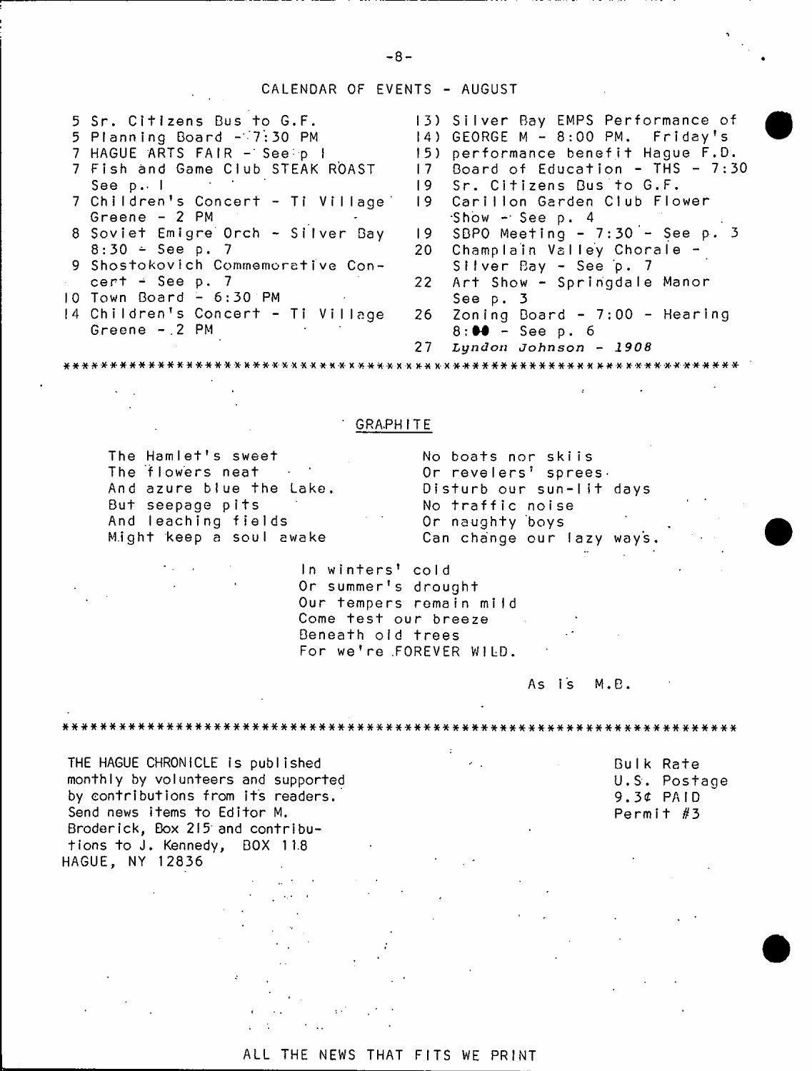## CALENDAR OF EVENTS - AUGUST

5 Sr. Citizens Bus to G.F.
5 Planning Board - 7:30 PM
7 HAGUE ARTS FAIR - See p 1
7 Fish and Game Club STEAK ROAST See p. 1
7 Children's Concert - Ti Village Greene - 2 PM
8 Soviet Emigre Orch - Silver Bay 8:30 - See p. 7
9 Shostokovich Commemorative Concert - See p. 7
10 Town Board - 6:30 PM
14 Children's Concert - Ti Village Greene - 2 PM
13) Silver Bay EMPS Performance of
14) GEORGE M - 8:00 PM. Friday's
15) performance benefit Hague F.D.
17 Board of Education - THS - 7:30
19 Sr. Citizens Bus to G.F.
19 Carillon Garden Club Flower Show - See p. 4
19 SBPO Meeting - 7:30 - See p. 3
20 Champlain Valley Chorale - Silver Bay - See p. 7
22 Art Show - Springdale Manor See p. 3
26 Zoning Board - 7:00 - Hearing 8:00 - See p. 6
27 *Lyndon Johnson - 1908*

***************************************************************************

## GRAPHITE

The Hamlet's sweet
The flowers neat
And azure blue the Lake.
But seepage pits
And leaching fields
Might keep a soul awake

No boats nor skiis
Or revelers' sprees
Disturb our sun-lit days
No traffic noise
Or naughty boys
Can change our lazy ways.

In winters' cold
Or summer's drought
Our tempers remain mild
Come test our breeze
Beneath old trees
For we're FOREVER WILD.

As is M.B.

***************************************************************************

THE HAGUE CHRONICLE is published monthly by volunteers and supported by contributions from its readers. Send news items to Editor M. Broderick, Box 215 and contributions to J. Kennedy, BOX 118 HAGUE, NY 12836

Bulk Rate
U.S. Postage
9.3¢ PAID
Permit #3

ALL THE NEWS THAT FITS WE PRINT